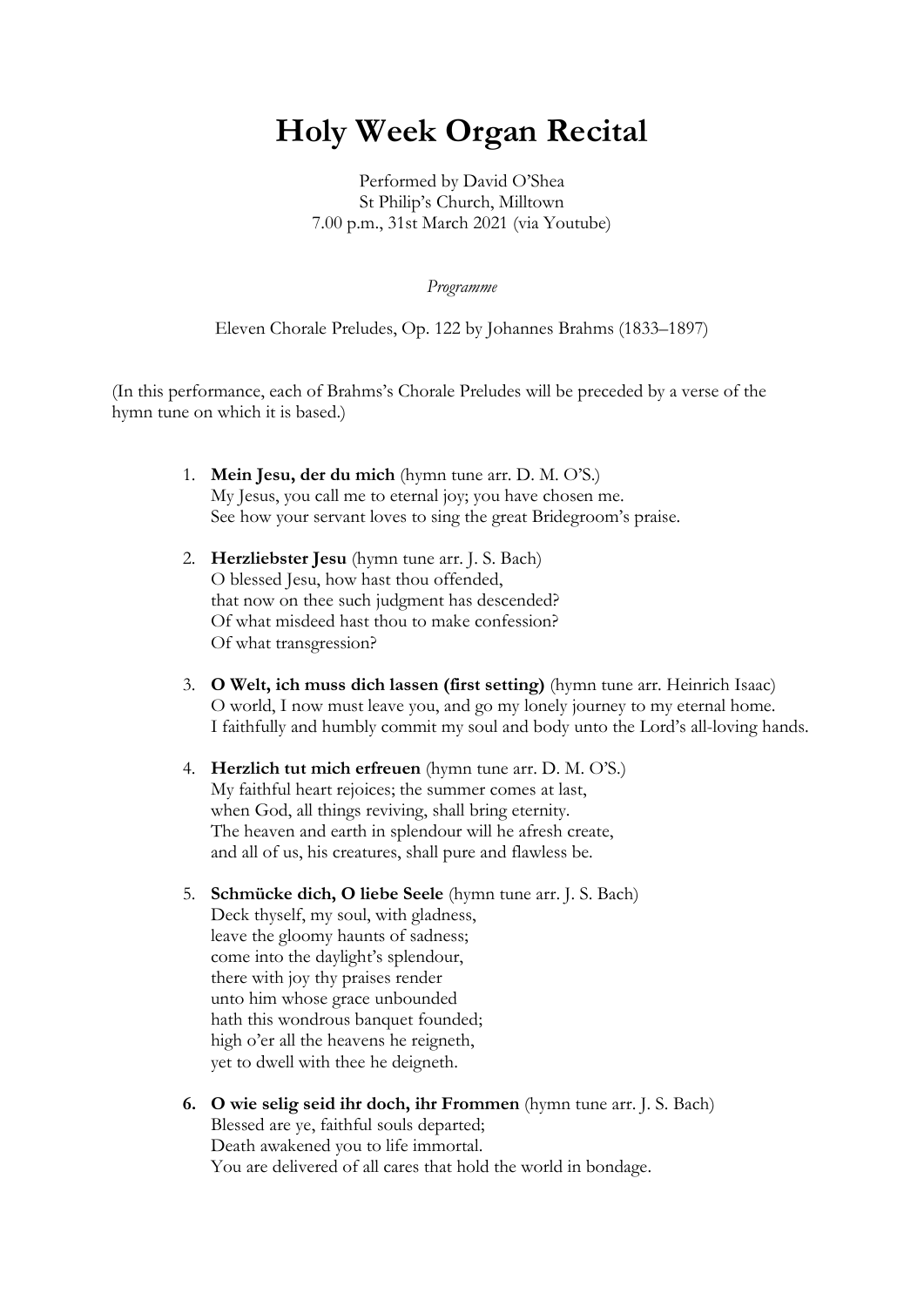# Holy Week Organ Recital

Performed by David O'Shea
St Philip's Church, Milltown
7.00 p.m., 31st March 2021 (via Youtube)

*Programme*

Eleven Chorale Preludes, Op. 122 by Johannes Brahms (1833–1897)

(In this performance, each of Brahms's Chorale Preludes will be preceded by a verse of the hymn tune on which it is based.)

1. **Mein Jesu, der du mich** (hymn tune arr. D. M. O'S.)
   My Jesus, you call me to eternal joy; you have chosen me.
   See how your servant loves to sing the great Bridegroom's praise.

2. **Herzliebster Jesu** (hymn tune arr. J. S. Bach)
   O blessed Jesu, how hast thou offended,
   that now on thee such judgment has descended?
   Of what misdeed hast thou to make confession?
   Of what transgression?

3. **O Welt, ich muss dich lassen (first setting)** (hymn tune arr. Heinrich Isaac)
   O world, I now must leave you, and go my lonely journey to my eternal home.
   I faithfully and humbly commit my soul and body unto the Lord's all-loving hands.

4. **Herzlich tut mich erfreuen** (hymn tune arr. D. M. O'S.)
   My faithful heart rejoices; the summer comes at last,
   when God, all things reviving, shall bring eternity.
   The heaven and earth in splendour will he afresh create,
   and all of us, his creatures, shall pure and flawless be.

5. **Schmücke dich, O liebe Seele** (hymn tune arr. J. S. Bach)
   Deck thyself, my soul, with gladness,
   leave the gloomy haunts of sadness;
   come into the daylight's splendour,
   there with joy thy praises render
   unto him whose grace unbounded
   hath this wondrous banquet founded;
   high o'er all the heavens he reigneth,
   yet to dwell with thee he deigneth.

6. **O wie selig seid ihr doch, ihr Frommen** (hymn tune arr. J. S. Bach)
   Blessed are ye, faithful souls departed;
   Death awakened you to life immortal.
   You are delivered of all cares that hold the world in bondage.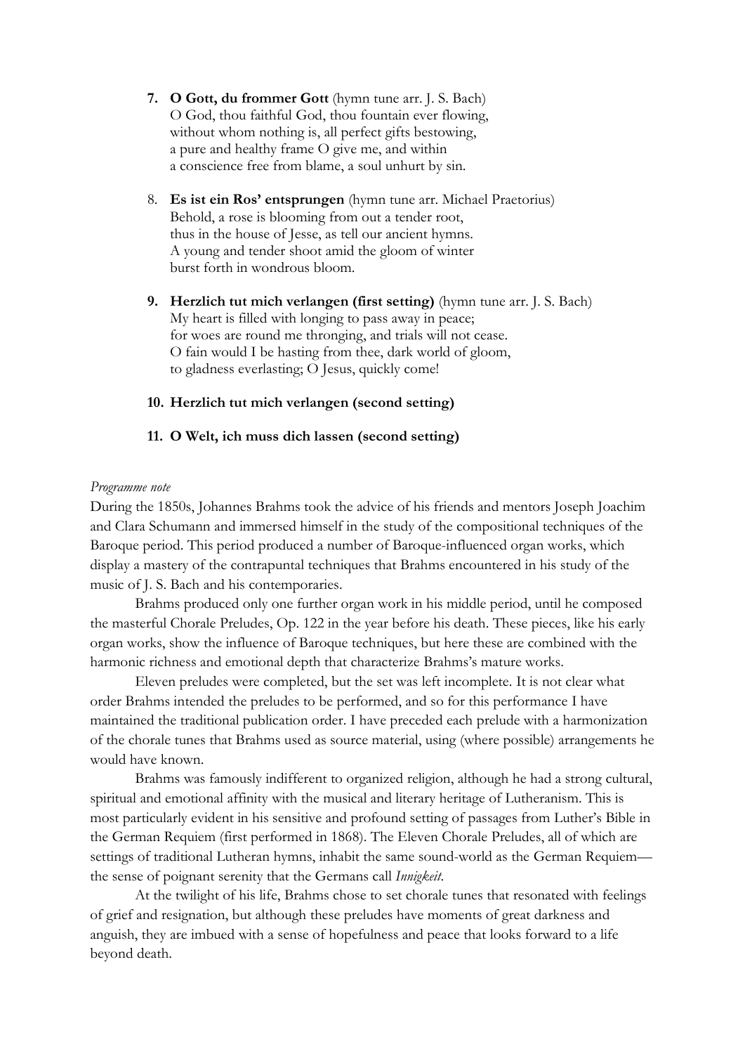7. **O Gott, du frommer Gott** (hymn tune arr. J. S. Bach)
   O God, thou faithful God, thou fountain ever flowing,
   without whom nothing is, all perfect gifts bestowing,
   a pure and healthy frame O give me, and within
   a conscience free from blame, a soul unhurt by sin.

8. **Es ist ein Ros' entsprungen** (hymn tune arr. Michael Praetorius)
   Behold, a rose is blooming from out a tender root,
   thus in the house of Jesse, as tell our ancient hymns.
   A young and tender shoot amid the gloom of winter
   burst forth in wondrous bloom.

9. **Herzlich tut mich verlangen (first setting)** (hymn tune arr. J. S. Bach)
   My heart is filled with longing to pass away in peace;
   for woes are round me thronging, and trials will not cease.
   O fain would I be hasting from thee, dark world of gloom,
   to gladness everlasting; O Jesus, quickly come!

10. **Herzlich tut mich verlangen (second setting)**

11. **O Welt, ich muss dich lassen (second setting)**

*Programme note*

During the 1850s, Johannes Brahms took the advice of his friends and mentors Joseph Joachim and Clara Schumann and immersed himself in the study of the compositional techniques of the Baroque period. This period produced a number of Baroque-influenced organ works, which display a mastery of the contrapuntal techniques that Brahms encountered in his study of the music of J. S. Bach and his contemporaries.

Brahms produced only one further organ work in his middle period, until he composed the masterful Chorale Preludes, Op. 122 in the year before his death. These pieces, like his early organ works, show the influence of Baroque techniques, but here these are combined with the harmonic richness and emotional depth that characterize Brahms's mature works.

Eleven preludes were completed, but the set was left incomplete. It is not clear what order Brahms intended the preludes to be performed, and so for this performance I have maintained the traditional publication order. I have preceded each prelude with a harmonization of the chorale tunes that Brahms used as source material, using (where possible) arrangements he would have known.

Brahms was famously indifferent to organized religion, although he had a strong cultural, spiritual and emotional affinity with the musical and literary heritage of Lutheranism. This is most particularly evident in his sensitive and profound setting of passages from Luther's Bible in the German Requiem (first performed in 1868). The Eleven Chorale Preludes, all of which are settings of traditional Lutheran hymns, inhabit the same sound-world as the German Requiem—the sense of poignant serenity that the Germans call *Innigkeit*.

At the twilight of his life, Brahms chose to set chorale tunes that resonated with feelings of grief and resignation, but although these preludes have moments of great darkness and anguish, they are imbued with a sense of hopefulness and peace that looks forward to a life beyond death.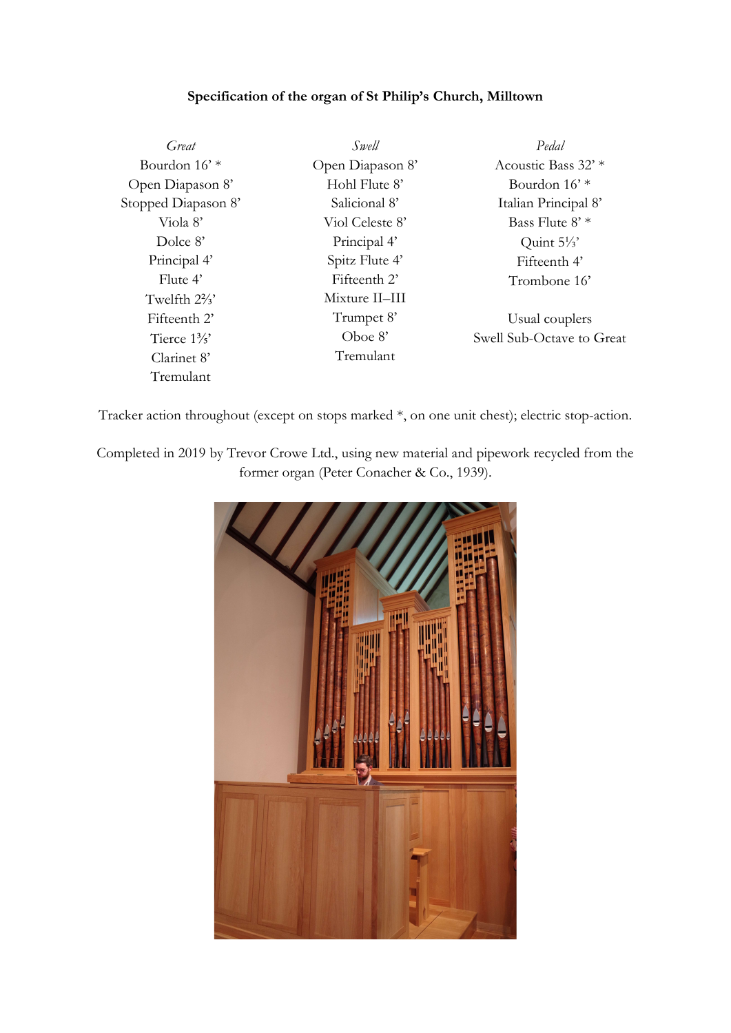**Specification of the organ of St Philip's Church, Milltown**

| *Great* | *Swell* | *Pedal* |
|---|---|---|
| Bourdon 16' * | Open Diapason 8' | Acoustic Bass 32' * |
| Open Diapason 8' | Hohl Flute 8' | Bourdon 16' * |
| Stopped Diapason 8' | Salicional 8' | Italian Principal 8' |
| Viola 8' | Viol Celeste 8' | Bass Flute 8' * |
| Dolce 8' | Principal 4' | Quint 5⅓' |
| Principal 4' | Spitz Flute 4' | Fifteenth 4' |
| Flute 4' | Fifteenth 2' | Trombone 16' |
| Twelfth 2⅔' | Mixture II–III | |
| Fifteenth 2' | Trumpet 8' | Usual couplers |
| Tierce 1⅗' | Oboe 8' | Swell Sub-Octave to Great |
| Clarinet 8' | Tremulant | |
| Tremulant | | |

Tracker action throughout (except on stops marked *, on one unit chest); electric stop-action.

Completed in 2019 by Trevor Crowe Ltd., using new material and pipework recycled from the former organ (Peter Conacher & Co., 1939).